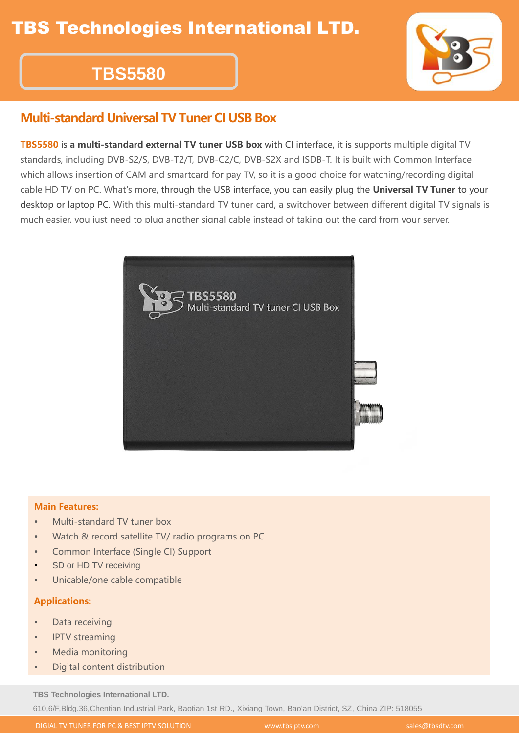# TBS Technologies International LTD.

## TBS5580

### Multi-standard Universal TV Tuner CI USB Box

**TBS5580** is **a multi-standard external TV tuner USB box** with CI interface, it is supports multiple digital TV standards, including DVB-S2/S, DVB-T2/T, DVB-C2/C, DVB-S2X and ISDB-T. It is built with Common Interface which allows insertion of CAM and smartcard for pay TV, so it is a good choice for watching/recording digital cable HD TV on PC. What's more, through the USB interface, you can easily plug the **Universal TV Tuner** to your desktop or laptop PC. With this multi-standard TV tuner card, a switchover between different digital TV signals is much easier, you just need to plug another signal cable instead of taking out the card from your server.

**Main Features:**

- Multi-standard TV tuner box
- Watch & record satellite TV/ radio programs on PC
- Common Interface (Single CI) Support
- SD or HD TV receiving
- Unicable/one cable compatible

**Applications:**

- Data receiving
- IPTV streaming
- Media monitoring
- Digital content distribution

**TBS Technologies International LTD.**

610,6/F,Bldg.36,Chentian Industrial Park, Baotian 1st RD., Xixiang Town, Bao'an District, SZ, China ZIP: 518055

DIGIAL TV TUNER FOR PC & BEST IPTV SOLUTION www.tbsiptv.com sales@tbsdtv.com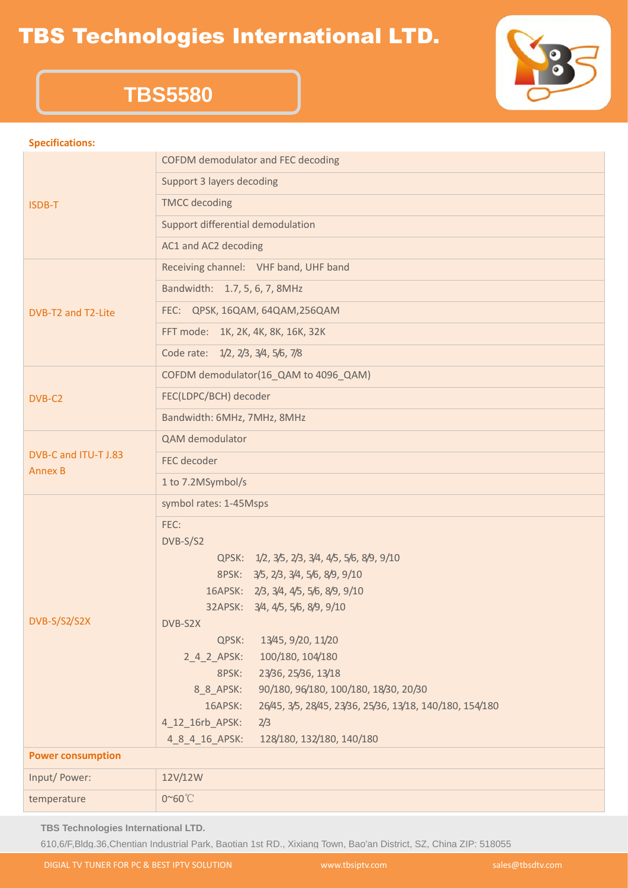# TBS Technologies International LTD.

## TBS5580

**Specifications:**

| | |
|---|---|
| ISDB-T | COFDM demodulator and FEC decoding |
| | Support 3 layers decoding |
| | TMCC decoding |
| | Support differential demodulation |
| | AC1 and AC2 decoding |
| DVB-T2 and T2-Lite | Receiving channel: VHF band, UHF band |
| | Bandwidth: 1.7, 5, 6, 7, 8MHz |
| | FEC: QPSK, 16QAM, 64QAM,256QAM |
| | FFT mode: 1K, 2K, 4K, 8K, 16K, 32K |
| | Code rate: 1/2, 2/3, 3/4, 5/6, 7/8 |
| DVB-C2 | COFDM demodulator(16_QAM to 4096_QAM) |
| | FEC(LDPC/BCH) decoder |
| | Bandwidth: 6MHz, 7MHz, 8MHz |
| DVB-C and ITU-T J.83 Annex B | QAM demodulator |
| | FEC decoder |
| | 1 to 7.2MSymbol/s |
| DVB-S/S2/S2X | symbol rates: 1-45Msps |
| | FEC:<br>DVB-S/S2<br>QPSK: 1/2, 3/5, 2/3, 3/4, 4/5, 5/6, 8/9, 9/10<br>8PSK: 3/5, 2/3, 3/4, 5/6, 8/9, 9/10<br>16APSK: 2/3, 3/4, 4/5, 5/6, 8/9, 9/10<br>32APSK: 3/4, 4/5, 5/6, 8/9, 9/10<br>DVB-S2X<br>QPSK: 13/45, 9/20, 11/20<br>2_4_2_APSK: 100/180, 104/180<br>8PSK: 23/36, 25/36, 13/18<br>8_8_APSK: 90/180, 96/180, 100/180, 18/30, 20/30<br>16APSK: 26/45, 3/5, 28/45, 23/36, 25/36, 13/18, 140/180, 154/180<br>4_12_16rb_APSK: 2/3<br>4_8_4_16_APSK: 128/180, 132/180, 140/180 |
| **Power consumption** | |
| Input/ Power: | 12V/12W |
| temperature | 0~60℃ |

TBS Technologies International LTD.

610,6/F,Bldg.36,Chentian Industrial Park, Baotian 1st RD., Xixiang Town, Bao'an District, SZ, China ZIP: 518055

DIGIAL TV TUNER FOR PC & BEST IPTV SOLUTION www.tbsiptv.com sales@tbsdtv.com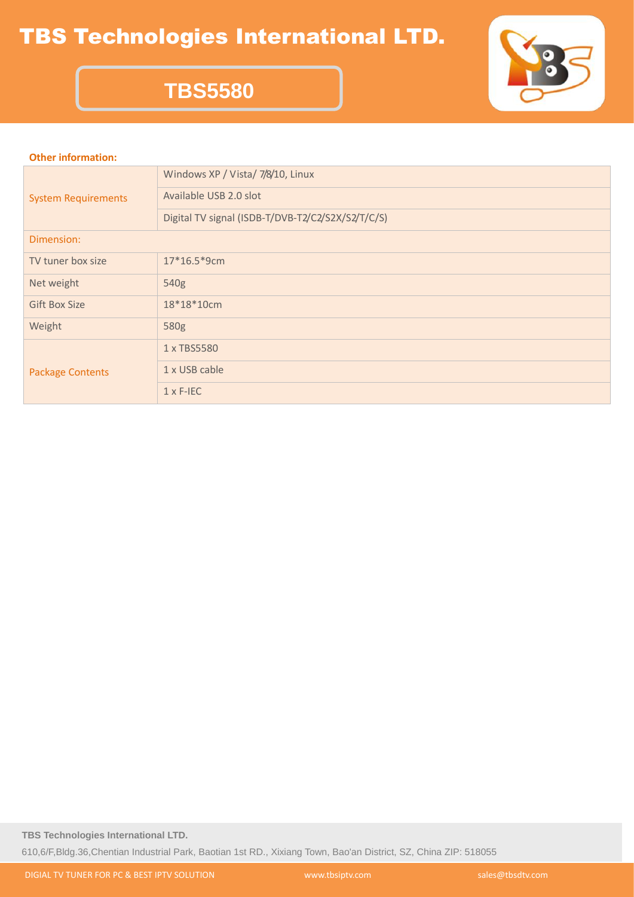# TBS Technologies International LTD.

## TBS5580

**Other information:**

| | |
|---|---|
| System Requirements | Windows XP / Vista/ 7/8/10, Linux |
| | Available USB 2.0 slot |
| | Digital TV signal (ISDB-T/DVB-T2/C2/S2X/S2/T/C/S) |
| Dimension: | |
| TV tuner box size | 17*16.5*9cm |
| Net weight | 540g |
| Gift Box Size | 18*18*10cm |
| Weight | 580g |
| Package Contents | 1 x TBS5580 |
| | 1 x USB cable |
| | 1 x F-IEC |

**TBS Technologies International LTD.**

610,6/F,Bldg.36,Chentian Industrial Park, Baotian 1st RD., Xixiang Town, Bao'an District, SZ, China ZIP: 518055

DIGIAL TV TUNER FOR PC & BEST IPTV SOLUTION www.tbsiptv.com sales@tbsdtv.com